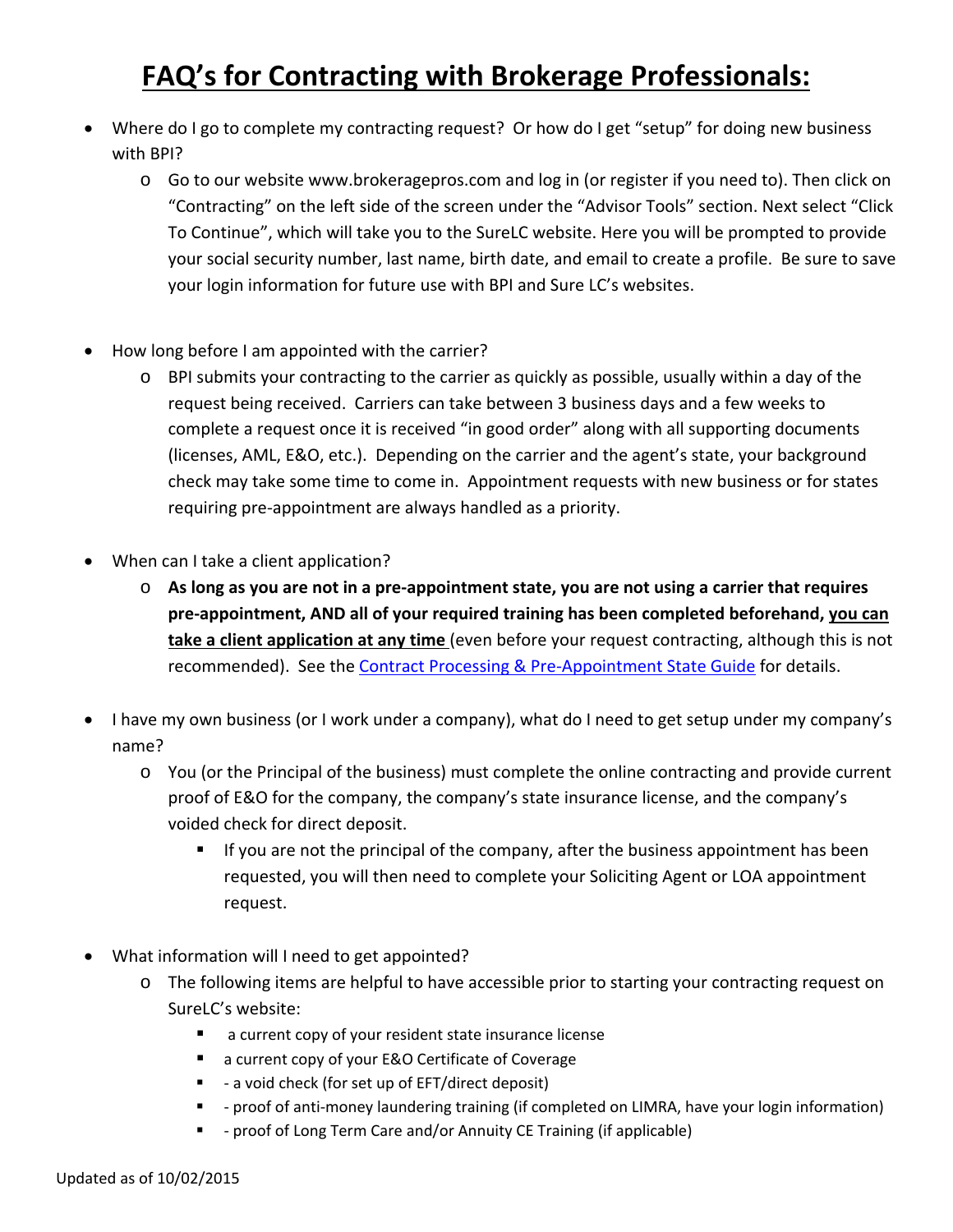# FAQ's for Contracting with Brokerage Professionals:

- Where do I go to complete my contracting request? Or how do I get "setup" for doing new business with BPI?
  - Go to our website www.brokeragepros.com and log in (or register if you need to). Then click on "Contracting" on the left side of the screen under the "Advisor Tools" section. Next select "Click To Continue", which will take you to the SureLC website. Here you will be prompted to provide your social security number, last name, birth date, and email to create a profile. Be sure to save your login information for future use with BPI and Sure LC's websites.

- How long before I am appointed with the carrier?
  - BPI submits your contracting to the carrier as quickly as possible, usually within a day of the request being received. Carriers can take between 3 business days and a few weeks to complete a request once it is received "in good order" along with all supporting documents (licenses, AML, E&O, etc.). Depending on the carrier and the agent's state, your background check may take some time to come in. Appointment requests with new business or for states requiring pre-appointment are always handled as a priority.

- When can I take a client application?
  - **As long as you are not in a pre-appointment state, you are not using a carrier that requires pre-appointment, AND all of your required training has been completed beforehand, <u>you can take a client application at any time</u>** (even before your request contracting, although this is not recommended). See the [Contract Processing & Pre-Appointment State Guide]() for details.

- I have my own business (or I work under a company), what do I need to get setup under my company's name?
  - You (or the Principal of the business) must complete the online contracting and provide current proof of E&O for the company, the company's state insurance license, and the company's voided check for direct deposit.
    - If you are not the principal of the company, after the business appointment has been requested, you will then need to complete your Soliciting Agent or LOA appointment request.

- What information will I need to get appointed?
  - The following items are helpful to have accessible prior to starting your contracting request on SureLC's website:
    - a current copy of your resident state insurance license
    - a current copy of your E&O Certificate of Coverage
    - - a void check (for set up of EFT/direct deposit)
    - - proof of anti-money laundering training (if completed on LIMRA, have your login information)
    - - proof of Long Term Care and/or Annuity CE Training (if applicable)

Updated as of 10/02/2015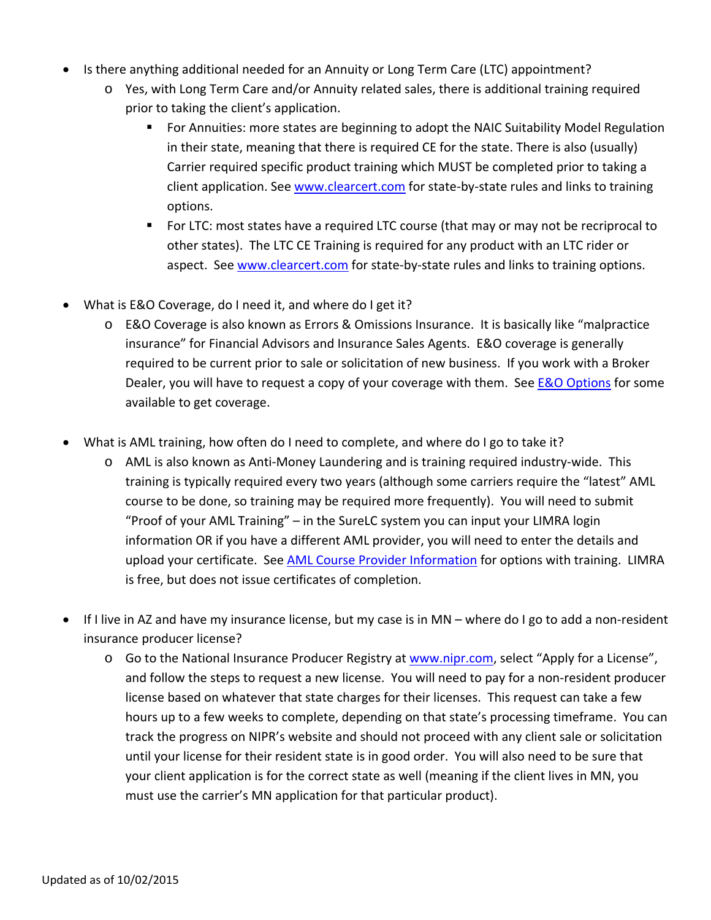- Is there anything additional needed for an Annuity or Long Term Care (LTC) appointment?
  - Yes, with Long Term Care and/or Annuity related sales, there is additional training required prior to taking the client's application.
    - For Annuities: more states are beginning to adopt the NAIC Suitability Model Regulation in their state, meaning that there is required CE for the state. There is also (usually) Carrier required specific product training which MUST be completed prior to taking a client application. See [www.clearcert.com](http://www.clearcert.com) for state-by-state rules and links to training options.
    - For LTC: most states have a required LTC course (that may or may not be reciprocal to other states). The LTC CE Training is required for any product with an LTC rider or aspect. See [www.clearcert.com](http://www.clearcert.com) for state-by-state rules and links to training options.

- What is E&O Coverage, do I need it, and where do I get it?
  - E&O Coverage is also known as Errors & Omissions Insurance. It is basically like "malpractice insurance" for Financial Advisors and Insurance Sales Agents. E&O coverage is generally required to be current prior to sale or solicitation of new business. If you work with a Broker Dealer, you will have to request a copy of your coverage with them. See E&O Options for some available to get coverage.

- What is AML training, how often do I need to complete, and where do I go to take it?
  - AML is also known as Anti-Money Laundering and is training required industry-wide. This training is typically required every two years (although some carriers require the "latest" AML course to be done, so training may be required more frequently). You will need to submit "Proof of your AML Training" – in the SureLC system you can input your LIMRA login information OR if you have a different AML provider, you will need to enter the details and upload your certificate. See AML Course Provider Information for options with training. LIMRA is free, but does not issue certificates of completion.

- If I live in AZ and have my insurance license, but my case is in MN – where do I go to add a non-resident insurance producer license?
  - Go to the National Insurance Producer Registry at [www.nipr.com](http://www.nipr.com), select "Apply for a License", and follow the steps to request a new license. You will need to pay for a non-resident producer license based on whatever that state charges for their licenses. This request can take a few hours up to a few weeks to complete, depending on that state's processing timeframe. You can track the progress on NIPR's website and should not proceed with any client sale or solicitation until your license for their resident state is in good order. You will also need to be sure that your client application is for the correct state as well (meaning if the client lives in MN, you must use the carrier's MN application for that particular product).

Updated as of 10/02/2015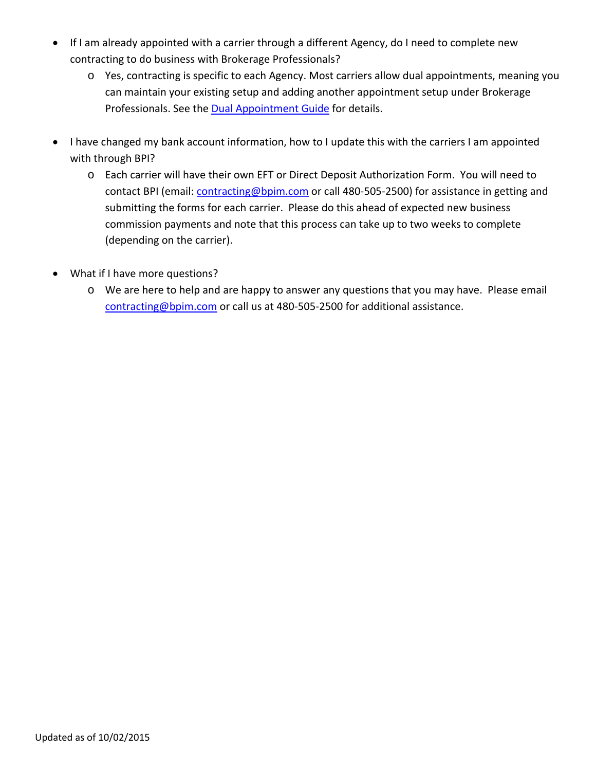- If I am already appointed with a carrier through a different Agency, do I need to complete new contracting to do business with Brokerage Professionals?
  - Yes, contracting is specific to each Agency. Most carriers allow dual appointments, meaning you can maintain your existing setup and adding another appointment setup under Brokerage Professionals. See the Dual Appointment Guide for details.

- I have changed my bank account information, how to I update this with the carriers I am appointed with through BPI?
  - Each carrier will have their own EFT or Direct Deposit Authorization Form. You will need to contact BPI (email: contracting@bpim.com or call 480-505-2500) for assistance in getting and submitting the forms for each carrier. Please do this ahead of expected new business commission payments and note that this process can take up to two weeks to complete (depending on the carrier).

- What if I have more questions?
  - We are here to help and are happy to answer any questions that you may have. Please email contracting@bpim.com or call us at 480-505-2500 for additional assistance.

Updated as of 10/02/2015